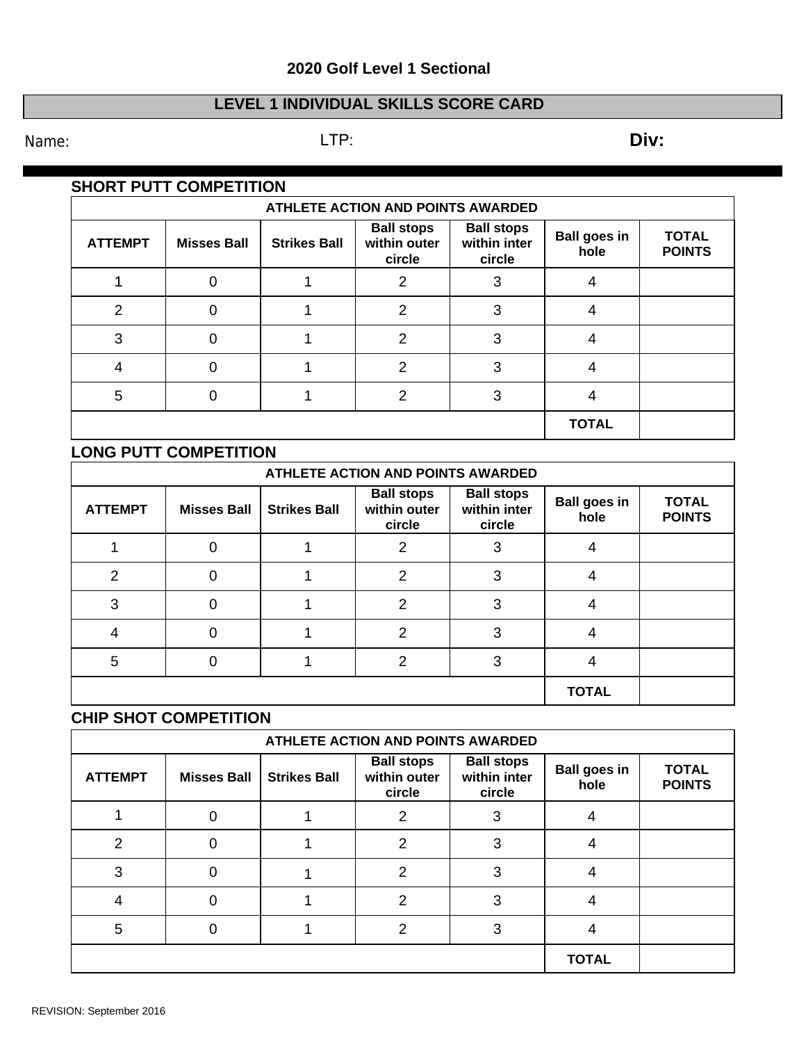## 2020 Golf Level 1 Sectional

## LEVEL 1 INDIVIDUAL SKILLS SCORE CARD

Name: LTP: **Div:**

### SHORT PUTT COMPETITION

| ATHLETE ACTION AND POINTS AWARDED | | | | | | |
|---|---|---|---|---|---|---|
| **ATTEMPT** | **Misses Ball** | **Strikes Ball** | **Ball stops within outer circle** | **Ball stops within inter circle** | **Ball goes in hole** | **TOTAL POINTS** |
| 1 | 0 | 1 | 2 | 3 | 4 | |
| 2 | 0 | 1 | 2 | 3 | 4 | |
| 3 | 0 | 1 | 2 | 3 | 4 | |
| 4 | 0 | 1 | 2 | 3 | 4 | |
| 5 | 0 | 1 | 2 | 3 | 4 | |
| | | | | | **TOTAL** | |

### LONG PUTT COMPETITION

| ATHLETE ACTION AND POINTS AWARDED | | | | | | |
|---|---|---|---|---|---|---|
| **ATTEMPT** | **Misses Ball** | **Strikes Ball** | **Ball stops within outer circle** | **Ball stops within inter circle** | **Ball goes in hole** | **TOTAL POINTS** |
| 1 | 0 | 1 | 2 | 3 | 4 | |
| 2 | 0 | 1 | 2 | 3 | 4 | |
| 3 | 0 | 1 | 2 | 3 | 4 | |
| 4 | 0 | 1 | 2 | 3 | 4 | |
| 5 | 0 | 1 | 2 | 3 | 4 | |
| | | | | | **TOTAL** | |

### CHIP SHOT COMPETITION

| ATHLETE ACTION AND POINTS AWARDED | | | | | | |
|---|---|---|---|---|---|---|
| **ATTEMPT** | **Misses Ball** | **Strikes Ball** | **Ball stops within outer circle** | **Ball stops within inter circle** | **Ball goes in hole** | **TOTAL POINTS** |
| 1 | 0 | 1 | 2 | 3 | 4 | |
| 2 | 0 | 1 | 2 | 3 | 4 | |
| 3 | 0 | 1 | 2 | 3 | 4 | |
| 4 | 0 | 1 | 2 | 3 | 4 | |
| 5 | 0 | 1 | 2 | 3 | 4 | |
| | | | | | **TOTAL** | |

REVISION: September 2016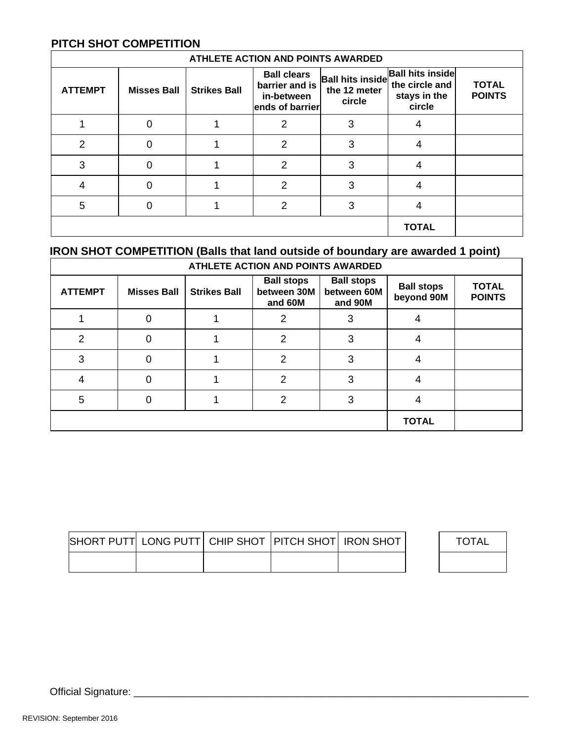## PITCH SHOT COMPETITION

| ATHLETE ACTION AND POINTS AWARDED | | | | | | |
|---|---|---|---|---|---|---|
| **ATTEMPT** | **Misses Ball** | **Strikes Ball** | **Ball clears barrier and is in-between ends of barrier** | **Ball hits inside the 12 meter circle** | **Ball hits inside the circle and stays in the circle** | **TOTAL POINTS** |
| 1 | 0 | 1 | 2 | 3 | 4 | |
| 2 | 0 | 1 | 2 | 3 | 4 | |
| 3 | 0 | 1 | 2 | 3 | 4 | |
| 4 | 0 | 1 | 2 | 3 | 4 | |
| 5 | 0 | 1 | 2 | 3 | 4 | |
| | | | | | **TOTAL** | |

## IRON SHOT COMPETITION (Balls that land outside of boundary are awarded 1 point)

| ATHLETE ACTION AND POINTS AWARDED | | | | | | |
|---|---|---|---|---|---|---|
| **ATTEMPT** | **Misses Ball** | **Strikes Ball** | **Ball stops between 30M and 60M** | **Ball stops between 60M and 90M** | **Ball stops beyond 90M** | **TOTAL POINTS** |
| 1 | 0 | 1 | 2 | 3 | 4 | |
| 2 | 0 | 1 | 2 | 3 | 4 | |
| 3 | 0 | 1 | 2 | 3 | 4 | |
| 4 | 0 | 1 | 2 | 3 | 4 | |
| 5 | 0 | 1 | 2 | 3 | 4 | |
| | | | | | **TOTAL** | |

| SHORT PUTT | LONG PUTT | CHIP SHOT | PITCH SHOT | IRON SHOT |
|---|---|---|---|---|
| | | | | |

| TOTAL |
|---|
| |

Official Signature: ___________________________________________________________________

REVISION: September 2016